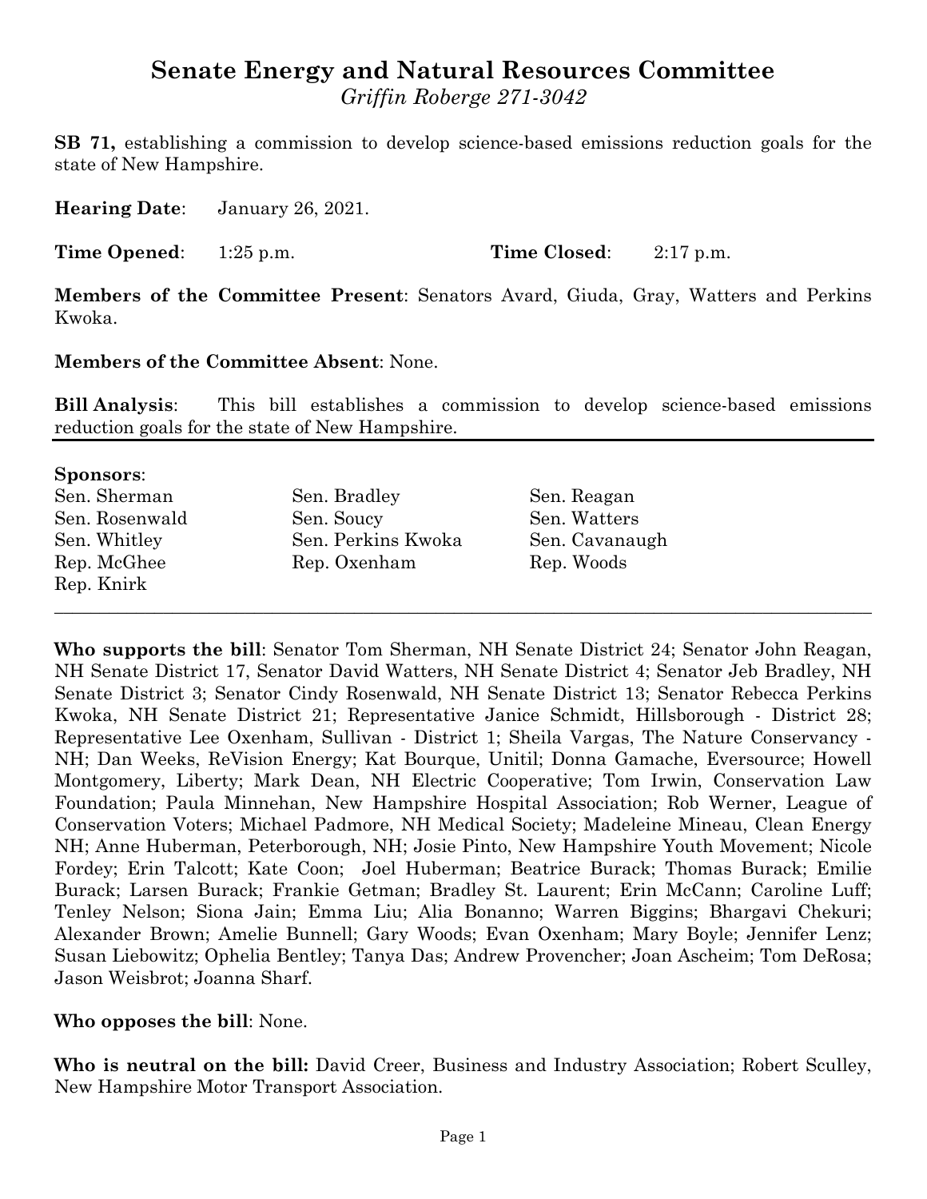# Senate Energy and Natural Resources Committee

*Griffin Roberge 271-3042*

**SB 71,** establishing a commission to develop science-based emissions reduction goals for the state of New Hampshire.

**Hearing Date**: January 26, 2021.

**Time Opened**: 1:25 p.m. **Time Closed**: 2:17 p.m.

**Members of the Committee Present**: Senators Avard, Giuda, Gray, Watters and Perkins Kwoka.

**Members of the Committee Absent**: None.

**Bill Analysis**: This bill establishes a commission to develop science-based emissions reduction goals for the state of New Hampshire.

---

**Sponsors**:

| | | |
|---|---|---|
| Sen. Sherman | Sen. Bradley | Sen. Reagan |
| Sen. Rosenwald | Sen. Soucy | Sen. Watters |
| Sen. Whitley | Sen. Perkins Kwoka | Sen. Cavanaugh |
| Rep. McGhee | Rep. Oxenham | Rep. Woods |
| Rep. Knirk | | |

---

**Who supports the bill**: Senator Tom Sherman, NH Senate District 24; Senator John Reagan, NH Senate District 17, Senator David Watters, NH Senate District 4; Senator Jeb Bradley, NH Senate District 3; Senator Cindy Rosenwald, NH Senate District 13; Senator Rebecca Perkins Kwoka, NH Senate District 21; Representative Janice Schmidt, Hillsborough - District 28; Representative Lee Oxenham, Sullivan - District 1; Sheila Vargas, The Nature Conservancy - NH; Dan Weeks, ReVision Energy; Kat Bourque, Unitil; Donna Gamache, Eversource; Howell Montgomery, Liberty; Mark Dean, NH Electric Cooperative; Tom Irwin, Conservation Law Foundation; Paula Minnehan, New Hampshire Hospital Association; Rob Werner, League of Conservation Voters; Michael Padmore, NH Medical Society; Madeleine Mineau, Clean Energy NH; Anne Huberman, Peterborough, NH; Josie Pinto, New Hampshire Youth Movement; Nicole Fordey; Erin Talcott; Kate Coon; Joel Huberman; Beatrice Burack; Thomas Burack; Emilie Burack; Larsen Burack; Frankie Getman; Bradley St. Laurent; Erin McCann; Caroline Luff; Tenley Nelson; Siona Jain; Emma Liu; Alia Bonanno; Warren Biggins; Bhargavi Chekuri; Alexander Brown; Amelie Bunnell; Gary Woods; Evan Oxenham; Mary Boyle; Jennifer Lenz; Susan Liebowitz; Ophelia Bentley; Tanya Das; Andrew Provencher; Joan Ascheim; Tom DeRosa; Jason Weisbrot; Joanna Sharf.

**Who opposes the bill**: None.

**Who is neutral on the bill:** David Creer, Business and Industry Association; Robert Sculley, New Hampshire Motor Transport Association.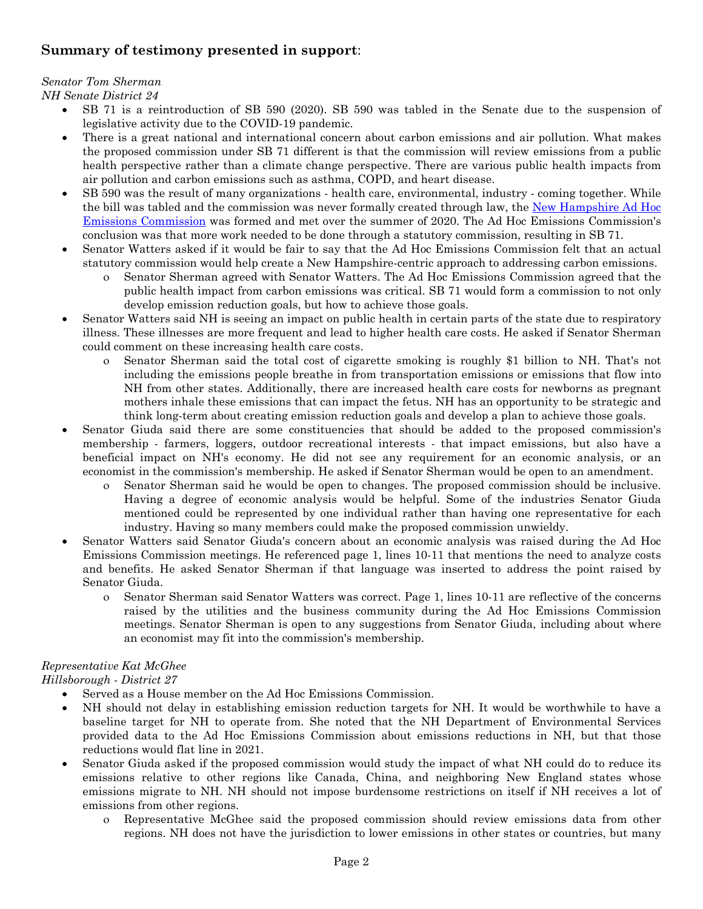## **Summary of testimony presented in support**:

*Senator Tom Sherman*
*NH Senate District 24*

- SB 71 is a reintroduction of SB 590 (2020). SB 590 was tabled in the Senate due to the suspension of legislative activity due to the COVID-19 pandemic.
- There is a great national and international concern about carbon emissions and air pollution. What makes the proposed commission under SB 71 different is that the commission will review emissions from a public health perspective rather than a climate change perspective. There are various public health impacts from air pollution and carbon emissions such as asthma, COPD, and heart disease.
- SB 590 was the result of many organizations - health care, environmental, industry - coming together. While the bill was tabled and the commission was never formally created through law, the New Hampshire Ad Hoc Emissions Commission was formed and met over the summer of 2020. The Ad Hoc Emissions Commission's conclusion was that more work needed to be done through a statutory commission, resulting in SB 71.
- Senator Watters asked if it would be fair to say that the Ad Hoc Emissions Commission felt that an actual statutory commission would help create a New Hampshire-centric approach to addressing carbon emissions.
  - Senator Sherman agreed with Senator Watters. The Ad Hoc Emissions Commission agreed that the public health impact from carbon emissions was critical. SB 71 would form a commission to not only develop emission reduction goals, but how to achieve those goals.
- Senator Watters said NH is seeing an impact on public health in certain parts of the state due to respiratory illness. These illnesses are more frequent and lead to higher health care costs. He asked if Senator Sherman could comment on these increasing health care costs.
  - Senator Sherman said the total cost of cigarette smoking is roughly $1 billion to NH. That's not including the emissions people breathe in from transportation emissions or emissions that flow into NH from other states. Additionally, there are increased health care costs for newborns as pregnant mothers inhale these emissions that can impact the fetus. NH has an opportunity to be strategic and think long-term about creating emission reduction goals and develop a plan to achieve those goals.
- Senator Giuda said there are some constituencies that should be added to the proposed commission's membership - farmers, loggers, outdoor recreational interests - that impact emissions, but also have a beneficial impact on NH's economy. He did not see any requirement for an economic analysis, or an economist in the commission's membership. He asked if Senator Sherman would be open to an amendment.
  - Senator Sherman said he would be open to changes. The proposed commission should be inclusive. Having a degree of economic analysis would be helpful. Some of the industries Senator Giuda mentioned could be represented by one individual rather than having one representative for each industry. Having so many members could make the proposed commission unwieldy.
- Senator Watters said Senator Giuda's concern about an economic analysis was raised during the Ad Hoc Emissions Commission meetings. He referenced page 1, lines 10-11 that mentions the need to analyze costs and benefits. He asked Senator Sherman if that language was inserted to address the point raised by Senator Giuda.
  - Senator Sherman said Senator Watters was correct. Page 1, lines 10-11 are reflective of the concerns raised by the utilities and the business community during the Ad Hoc Emissions Commission meetings. Senator Sherman is open to any suggestions from Senator Giuda, including about where an economist may fit into the commission's membership.

*Representative Kat McGhee*
*Hillsborough - District 27*

- Served as a House member on the Ad Hoc Emissions Commission.
- NH should not delay in establishing emission reduction targets for NH. It would be worthwhile to have a baseline target for NH to operate from. She noted that the NH Department of Environmental Services provided data to the Ad Hoc Emissions Commission about emissions reductions in NH, but that those reductions would flat line in 2021.
- Senator Giuda asked if the proposed commission would study the impact of what NH could do to reduce its emissions relative to other regions like Canada, China, and neighboring New England states whose emissions migrate to NH. NH should not impose burdensome restrictions on itself if NH receives a lot of emissions from other regions.
  - Representative McGhee said the proposed commission should review emissions data from other regions. NH does not have the jurisdiction to lower emissions in other states or countries, but many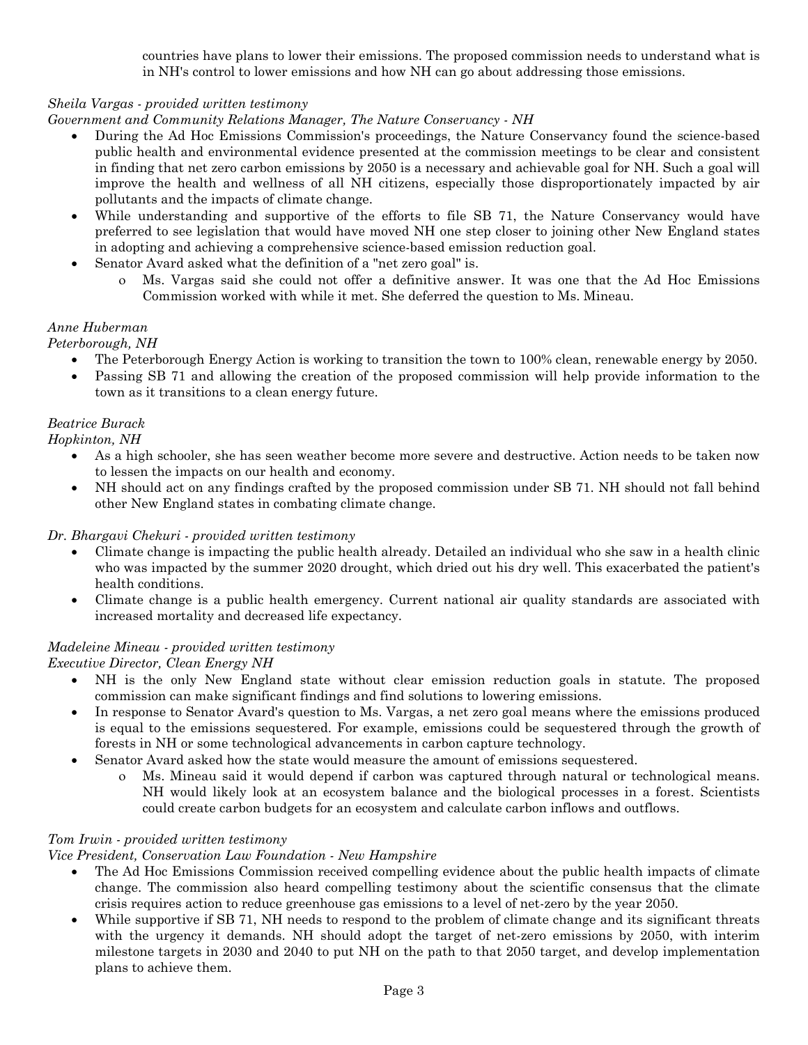countries have plans to lower their emissions. The proposed commission needs to understand what is in NH's control to lower emissions and how NH can go about addressing those emissions.

*Sheila Vargas - provided written testimony*
*Government and Community Relations Manager, The Nature Conservancy - NH*

- During the Ad Hoc Emissions Commission's proceedings, the Nature Conservancy found the science-based public health and environmental evidence presented at the commission meetings to be clear and consistent in finding that net zero carbon emissions by 2050 is a necessary and achievable goal for NH. Such a goal will improve the health and wellness of all NH citizens, especially those disproportionately impacted by air pollutants and the impacts of climate change.
- While understanding and supportive of the efforts to file SB 71, the Nature Conservancy would have preferred to see legislation that would have moved NH one step closer to joining other New England states in adopting and achieving a comprehensive science-based emission reduction goal.
- Senator Avard asked what the definition of a "net zero goal" is.
  - Ms. Vargas said she could not offer a definitive answer. It was one that the Ad Hoc Emissions Commission worked with while it met. She deferred the question to Ms. Mineau.

*Anne Huberman*
*Peterborough, NH*

- The Peterborough Energy Action is working to transition the town to 100% clean, renewable energy by 2050.
- Passing SB 71 and allowing the creation of the proposed commission will help provide information to the town as it transitions to a clean energy future.

*Beatrice Burack*
*Hopkinton, NH*

- As a high schooler, she has seen weather become more severe and destructive. Action needs to be taken now to lessen the impacts on our health and economy.
- NH should act on any findings crafted by the proposed commission under SB 71. NH should not fall behind other New England states in combating climate change.

*Dr. Bhargavi Chekuri - provided written testimony*

- Climate change is impacting the public health already. Detailed an individual who she saw in a health clinic who was impacted by the summer 2020 drought, which dried out his dry well. This exacerbated the patient's health conditions.
- Climate change is a public health emergency. Current national air quality standards are associated with increased mortality and decreased life expectancy.

*Madeleine Mineau - provided written testimony*
*Executive Director, Clean Energy NH*

- NH is the only New England state without clear emission reduction goals in statute. The proposed commission can make significant findings and find solutions to lowering emissions.
- In response to Senator Avard's question to Ms. Vargas, a net zero goal means where the emissions produced is equal to the emissions sequestered. For example, emissions could be sequestered through the growth of forests in NH or some technological advancements in carbon capture technology.
- Senator Avard asked how the state would measure the amount of emissions sequestered.
  - Ms. Mineau said it would depend if carbon was captured through natural or technological means. NH would likely look at an ecosystem balance and the biological processes in a forest. Scientists could create carbon budgets for an ecosystem and calculate carbon inflows and outflows.

*Tom Irwin - provided written testimony*
*Vice President, Conservation Law Foundation - New Hampshire*

- The Ad Hoc Emissions Commission received compelling evidence about the public health impacts of climate change. The commission also heard compelling testimony about the scientific consensus that the climate crisis requires action to reduce greenhouse gas emissions to a level of net-zero by the year 2050.
- While supportive if SB 71, NH needs to respond to the problem of climate change and its significant threats with the urgency it demands. NH should adopt the target of net-zero emissions by 2050, with interim milestone targets in 2030 and 2040 to put NH on the path to that 2050 target, and develop implementation plans to achieve them.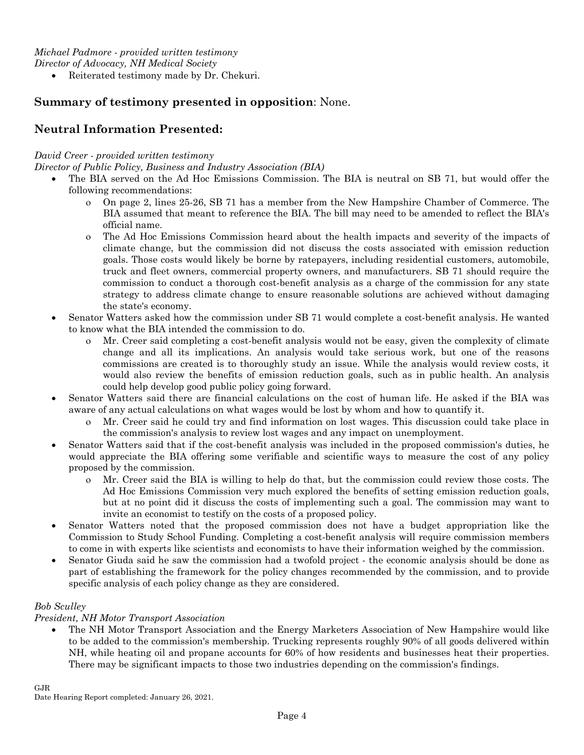*Michael Padmore - provided written testimony*
*Director of Advocacy, NH Medical Society*

- Reiterated testimony made by Dr. Chekuri.

## **Summary of testimony presented in opposition**: None.

## **Neutral Information Presented:**

*David Creer - provided written testimony*
*Director of Public Policy, Business and Industry Association (BIA)*

- The BIA served on the Ad Hoc Emissions Commission. The BIA is neutral on SB 71, but would offer the following recommendations:
  - On page 2, lines 25-26, SB 71 has a member from the New Hampshire Chamber of Commerce. The BIA assumed that meant to reference the BIA. The bill may need to be amended to reflect the BIA's official name.
  - The Ad Hoc Emissions Commission heard about the health impacts and severity of the impacts of climate change, but the commission did not discuss the costs associated with emission reduction goals. Those costs would likely be borne by ratepayers, including residential customers, automobile, truck and fleet owners, commercial property owners, and manufacturers. SB 71 should require the commission to conduct a thorough cost-benefit analysis as a charge of the commission for any state strategy to address climate change to ensure reasonable solutions are achieved without damaging the state's economy.
- Senator Watters asked how the commission under SB 71 would complete a cost-benefit analysis. He wanted to know what the BIA intended the commission to do.
  - Mr. Creer said completing a cost-benefit analysis would not be easy, given the complexity of climate change and all its implications. An analysis would take serious work, but one of the reasons commissions are created is to thoroughly study an issue. While the analysis would review costs, it would also review the benefits of emission reduction goals, such as in public health. An analysis could help develop good public policy going forward.
- Senator Watters said there are financial calculations on the cost of human life. He asked if the BIA was aware of any actual calculations on what wages would be lost by whom and how to quantify it.
  - Mr. Creer said he could try and find information on lost wages. This discussion could take place in the commission's analysis to review lost wages and any impact on unemployment.
- Senator Watters said that if the cost-benefit analysis was included in the proposed commission's duties, he would appreciate the BIA offering some verifiable and scientific ways to measure the cost of any policy proposed by the commission.
  - Mr. Creer said the BIA is willing to help do that, but the commission could review those costs. The Ad Hoc Emissions Commission very much explored the benefits of setting emission reduction goals, but at no point did it discuss the costs of implementing such a goal. The commission may want to invite an economist to testify on the costs of a proposed policy.
- Senator Watters noted that the proposed commission does not have a budget appropriation like the Commission to Study School Funding. Completing a cost-benefit analysis will require commission members to come in with experts like scientists and economists to have their information weighed by the commission.
- Senator Giuda said he saw the commission had a twofold project - the economic analysis should be done as part of establishing the framework for the policy changes recommended by the commission, and to provide specific analysis of each policy change as they are considered.

*Bob Sculley*
*President, NH Motor Transport Association*

- The NH Motor Transport Association and the Energy Marketers Association of New Hampshire would like to be added to the commission's membership. Trucking represents roughly 90% of all goods delivered within NH, while heating oil and propane accounts for 60% of how residents and businesses heat their properties. There may be significant impacts to those two industries depending on the commission's findings.

GJR
Date Hearing Report completed: January 26, 2021.